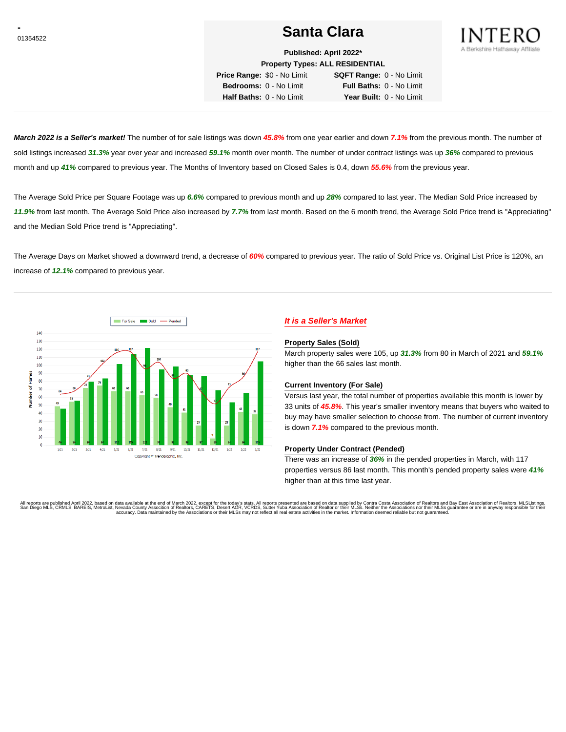-
01354522

# Santa Clara

INTERO
A Berkshire Hathaway Affiliate

**Published: April 2022***
**Property Types: ALL RESIDENTIAL**

| | | | |
|---|---|---|---|
| **Price Range:** | $0 - No Limit | **SQFT Range:** | 0 - No Limit |
| **Bedrooms:** | 0 - No Limit | **Full Baths:** | 0 - No Limit |
| **Half Baths:** | 0 - No Limit | **Year Built:** | 0 - No Limit |

---

***March 2022 is a Seller's market!*** The number of for sale listings was down ***45.8%*** from one year earlier and down ***7.1%*** from the previous month. The number of sold listings increased ***31.3%*** year over year and increased ***59.1%*** month over month. The number of under contract listings was up ***36%*** compared to previous month and up ***41%*** compared to previous year. The Months of Inventory based on Closed Sales is 0.4, down ***55.6%*** from the previous year.

The Average Sold Price per Square Footage was up ***6.6%*** compared to previous month and up ***28%*** compared to last year. The Median Sold Price increased by ***11.9%*** from last month. The Average Sold Price also increased by ***7.7%*** from last month. Based on the 6 month trend, the Average Sold Price trend is "Appreciating" and the Median Sold Price trend is "Appreciating".

The Average Days on Market showed a downward trend, a decrease of ***60%*** compared to previous year. The ratio of Sold Price vs. Original List Price is 120%, an increase of ***12.1%*** compared to previous year.

---

| Month | For Sale | Sold | Pended |
|---|---|---|---|
| 1/21 | 49 | 46 | 64 |
| 2/21 | 55 | 56 | 66 |
| 3/21 | 72 | 80 | 83 |
| 4/21 | 75 | 84 | 101 |
| 5/21 | 68 | 102 | 116 |
| 6/21 | 68 | 115 | 117 |
| 7/21 | 63 | 122 | 96 |
| 8/21 | 59 | 95 | 104 |
| 9/21 | 48 | 99 | 84 |
| 10/21 | 41 | 88 | 90 |
| 11/21 | 25 | 87 | 67 |
| 12/21 | 9 | 69 | 53 |
| 1/22 | 25 | 54 | 73 |
| 2/22 | 42 | 66 | 86 |
| 3/22 | 39 | 105 | 117 |

Copyright © Trendgraphix, Inc.

## *It is a Seller's Market*

### Property Sales (Sold)

March property sales were 105, up ***31.3%*** from 80 in March of 2021 and ***59.1%*** higher than the 66 sales last month.

### Current Inventory (For Sale)

Versus last year, the total number of properties available this month is lower by 33 units of ***45.8%***. This year's smaller inventory means that buyers who waited to buy may have smaller selection to choose from. The number of current inventory is down ***7.1%*** compared to the previous month.

### Property Under Contract (Pended)

There was an increase of ***36%*** in the pended properties in March, with 117 properties versus 86 last month. This month's pended property sales were ***41%*** higher than at this time last year.

All reports are published April 2022, based on data available at the end of March 2022, except for the today's stats. All reports presented are based on data supplied by Contra Costa Association of Realtors and Bay East Association of Realtors, MLSListings, San Diego MLS, CRMLS, BAREIS, MetroList, Nevada County Association of Realtors, CARETS, Desert AOR, VCRDS, Sutter Yuba Association of Realtor or their MLSs. Neither the Associations nor their MLSs guarantee or are in anyway responsible for their accuracy. Data maintained by the Associations or their MLSs may not reflect all real estate activities in the market. Information deemed reliable but not guaranteed.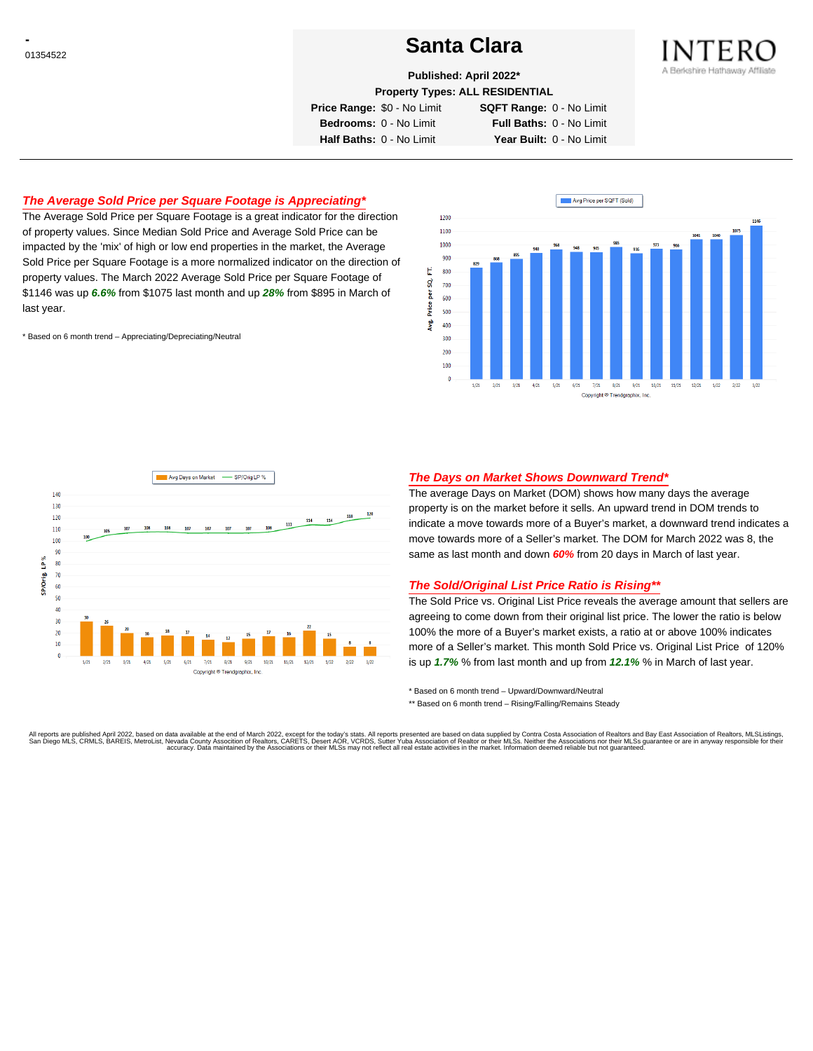-
01354522

# Santa Clara

**Published: April 2022***

**Property Types: ALL RESIDENTIAL**

| | | | |
|---|---|---|---|
| **Price Range:** | $0 - No Limit | **SQFT Range:** | 0 - No Limit |
| **Bedrooms:** | 0 - No Limit | **Full Baths:** | 0 - No Limit |
| **Half Baths:** | 0 - No Limit | **Year Built:** | 0 - No Limit |

INTERO
A Berkshire Hathaway Affiliate

## *The Average Sold Price per Square Footage is Appreciating**

The Average Sold Price per Square Footage is a great indicator for the direction of property values. Since Median Sold Price and Average Sold Price can be impacted by the 'mix' of high or low end properties in the market, the Average Sold Price per Square Footage is a more normalized indicator on the direction of property values. The March 2022 Average Sold Price per Square Footage of $1146 was up ***6.6%*** from $1075 last month and up ***28%*** from $895 in March of last year.

\* Based on 6 month trend – Appreciating/Depreciating/Neutral

Avg Price per SQFT (Sold)

| Month | 1/21 | 2/21 | 3/21 | 4/21 | 5/21 | 6/21 | 7/21 | 8/21 | 9/21 | 10/21 | 11/21 | 12/21 | 1/22 | 2/22 | 3/22 |
|---|---|---|---|---|---|---|---|---|---|---|---|---|---|---|---|
| Avg. Price per SQ. FT. | 829 | 868 | 895 | 940 | 968 | 948 | 945 | 985 | 936 | 973 | 966 | 1041 | 1040 | 1075 | 1146 |

Copyright © Trendgraphix, Inc.

Avg Days on Market — SP/Orig LP %

| Month | 1/21 | 2/21 | 3/21 | 4/21 | 5/21 | 6/21 | 7/21 | 8/21 | 9/21 | 10/21 | 11/21 | 12/21 | 1/22 | 2/22 | 3/22 |
|---|---|---|---|---|---|---|---|---|---|---|---|---|---|---|---|
| Avg Days on Market | 30 | 26 | 20 | 16 | 18 | 17 | 14 | 12 | 15 | 17 | 16 | 22 | 15 | 8 | 8 |
| SP/Orig LP % | 100 | 105 | 107 | 108 | 108 | 107 | 107 | 107 | 107 | 108 | 111 | 114 | 114 | 118 | 120 |

Copyright © Trendgraphix, Inc.

## *The Days on Market Shows Downward Trend**

The average Days on Market (DOM) shows how many days the average property is on the market before it sells. An upward trend in DOM trends to indicate a move towards more of a Buyer's market, a downward trend indicates a move towards more of a Seller's market. The DOM for March 2022 was 8, the same as last month and down ***60%*** from 20 days in March of last year.

## *The Sold/Original List Price Ratio is Rising***

The Sold Price vs. Original List Price reveals the average amount that sellers are agreeing to come down from their original list price. The lower the ratio is below 100% the more of a Buyer's market exists, a ratio at or above 100% indicates more of a Seller's market. This month Sold Price vs. Original List Price of 120% is up ***1.7%*** % from last month and up from ***12.1%*** % in March of last year.

\* Based on 6 month trend – Upward/Downward/Neutral

\*\* Based on 6 month trend – Rising/Falling/Remains Steady

All reports are published April 2022, based on data available at the end of March 2022, except for the today's stats. All reports presented are based on data supplied by Contra Costa Association of Realtors and Bay East Association of Realtors, MLSListings, San Diego MLS, CRMLS, BAREIS, MetroList, Nevada County Assocition of Realtors, CARETS, Desert AOR, VCRDS, Sutter Yuba Association of Realtor or their MLSs. Neither the Associations nor their MLSs guarantee or are in anyway responsible for their accuracy. Data maintained by the Associations or their MLSs may not reflect all real estate activities in the market. Information deemed reliable but not guaranteed.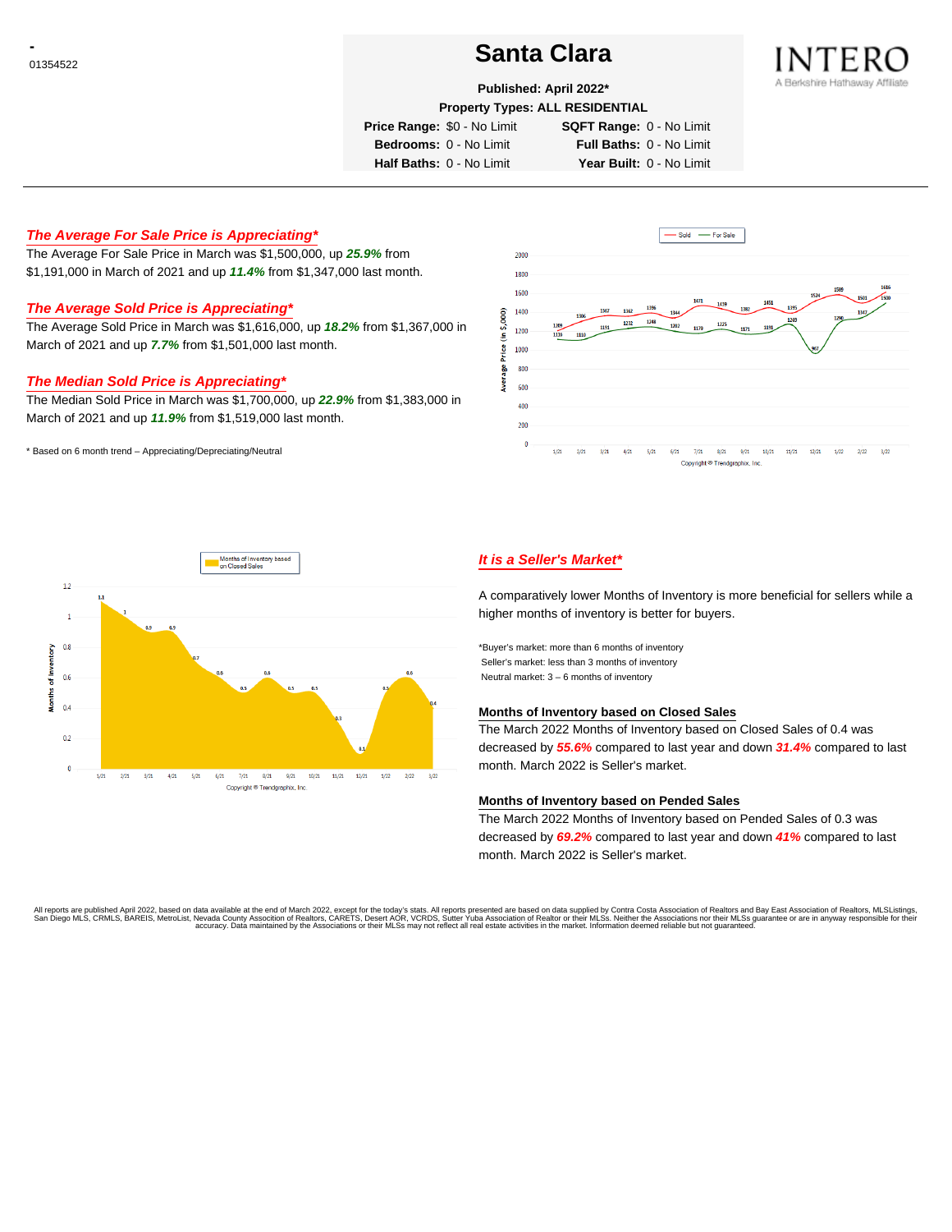-
01354522

# Santa Clara

**Published: April 2022***

**Property Types: ALL RESIDENTIAL**

| | | | |
|---|---|---|---|
| **Price Range:** | $0 - No Limit | **SQFT Range:** | 0 - No Limit |
| **Bedrooms:** | 0 - No Limit | **Full Baths:** | 0 - No Limit |
| **Half Baths:** | 0 - No Limit | **Year Built:** | 0 - No Limit |

INTERO
A Berkshire Hathaway Affiliate

---

### *The Average For Sale Price is Appreciating**

The Average For Sale Price in March was $1,500,000, up ***25.9%*** from $1,191,000 in March of 2021 and up ***11.4%*** from $1,347,000 last month.

### *The Average Sold Price is Appreciating**

The Average Sold Price in March was $1,616,000, up ***18.2%*** from $1,367,000 in March of 2021 and up ***7.7%*** from $1,501,000 last month.

### *The Median Sold Price is Appreciating**

The Median Sold Price in March was $1,700,000, up ***22.9%*** from $1,383,000 in March of 2021 and up ***11.9%*** from $1,519,000 last month.

\* Based on 6 month trend – Appreciating/Depreciating/Neutral

### *It is a Seller's Market**

A comparatively lower Months of Inventory is more beneficial for sellers while a higher months of inventory is better for buyers.

*Buyer's market: more than 6 months of inventory
Seller's market: less than 3 months of inventory
Neutral market: 3 – 6 months of inventory

#### Months of Inventory based on Closed Sales

The March 2022 Months of Inventory based on Closed Sales of 0.4 was decreased by ***55.6%*** compared to last year and down ***31.4%*** compared to last month. March 2022 is Seller's market.

#### Months of Inventory based on Pended Sales

The March 2022 Months of Inventory based on Pended Sales of 0.3 was decreased by ***69.2%*** compared to last year and down ***41%*** compared to last month. March 2022 is Seller's market.

All reports are published April 2022, based on data available at the end of March 2022, except for the today's stats. All reports presented are based on data supplied by Contra Costa Association of Realtors and Bay East Association of Realtors, MLSListings, San Diego MLS, CRMLS, BAREIS, MetroList, Nevada County Association of Realtors, CARETS, Desert AOR, VCRDS, Sutter Yuba Association of Realtor or their MLSs. Neither the Associations nor their MLSs guarantee or are in anyway responsible for their accuracy. Data maintained by the Associations or their MLSs may not reflect all real estate activities in the market. Information deemed reliable but not guaranteed.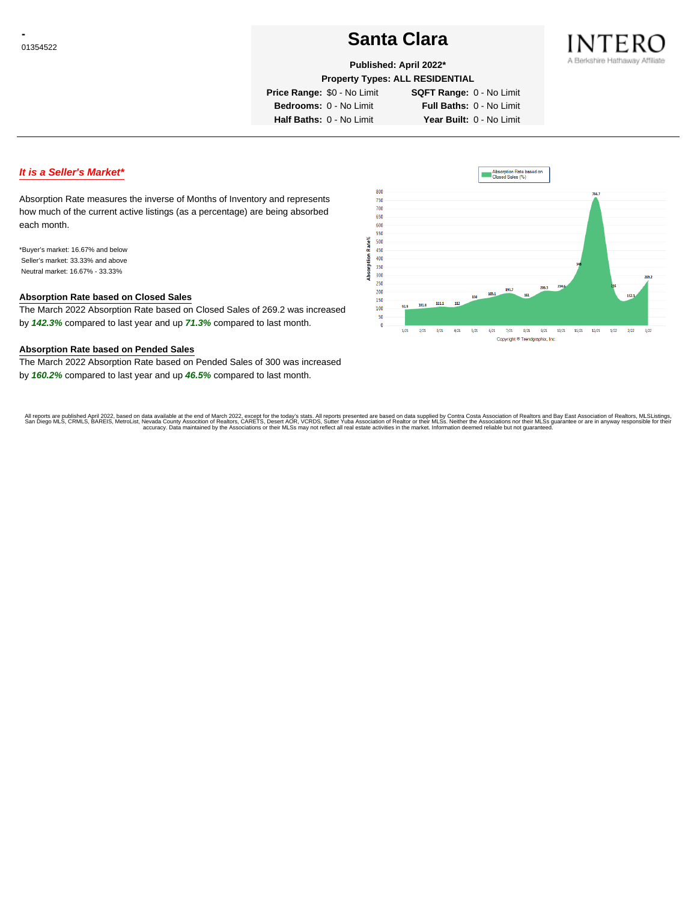-
01354522

# Santa Clara

**Published: April 2022***

**Property Types: ALL RESIDENTIAL**

| | | | |
|---|---|---|---|
| **Price Range:** | $0 - No Limit | **SQFT Range:** | 0 - No Limit |
| **Bedrooms:** | 0 - No Limit | **Full Baths:** | 0 - No Limit |
| **Half Baths:** | 0 - No Limit | **Year Built:** | 0 - No Limit |

INTERO
A Berkshire Hathaway Affiliate

***It is a Seller's Market****

Absorption Rate measures the inverse of Months of Inventory and represents how much of the current active listings (as a percentage) are being absorbed each month.

*Buyer's market: 16.67% and below
Seller's market: 33.33% and above
Neutral market: 16.67% - 33.33%

Absorption Rate based on Closed Sales (%)

Absorption Rate%

800
750
700
650
600
550
500
450
400
350
300
250
200
150
100
50
0

93.9
101.8
111.1
112
150
169.1
191.7
161
206.3
214.6
348
766.7
156
157.1
269.2

1/21 2/21 3/21 4/21 5/21 6/21 7/21 8/21 9/21 10/21 11/21 12/21 1/22 2/22 3/22

Copyright ® Trendgraphix, Inc.

## Absorption Rate based on Closed Sales

The March 2022 Absorption Rate based on Closed Sales of 269.2 was increased by ***142.3%*** compared to last year and up ***71.3%*** compared to last month.

## Absorption Rate based on Pended Sales

The March 2022 Absorption Rate based on Pended Sales of 300 was increased by ***160.2%*** compared to last year and up ***46.5%*** compared to last month.

All reports are published April 2022, based on data available at the end of March 2022, except for the today's stats. All reports presented are based on data supplied by Contra Costa Association of Realtors and Bay East Association of Realtors, MLSListings, San Diego MLS, CRMLS, BAREIS, MetroList, Nevada County Association of Realtors, CARETS, Desert AOR, VCRDS, Sutter Yuba Association of Realtor or their MLSs. Neither the Associations nor their MLSs guarantee or are in anyway responsible for their accuracy. Data maintained by the Associations or their MLSs may not reflect all real estate activities in the market. Information deemed reliable but not guaranteed.